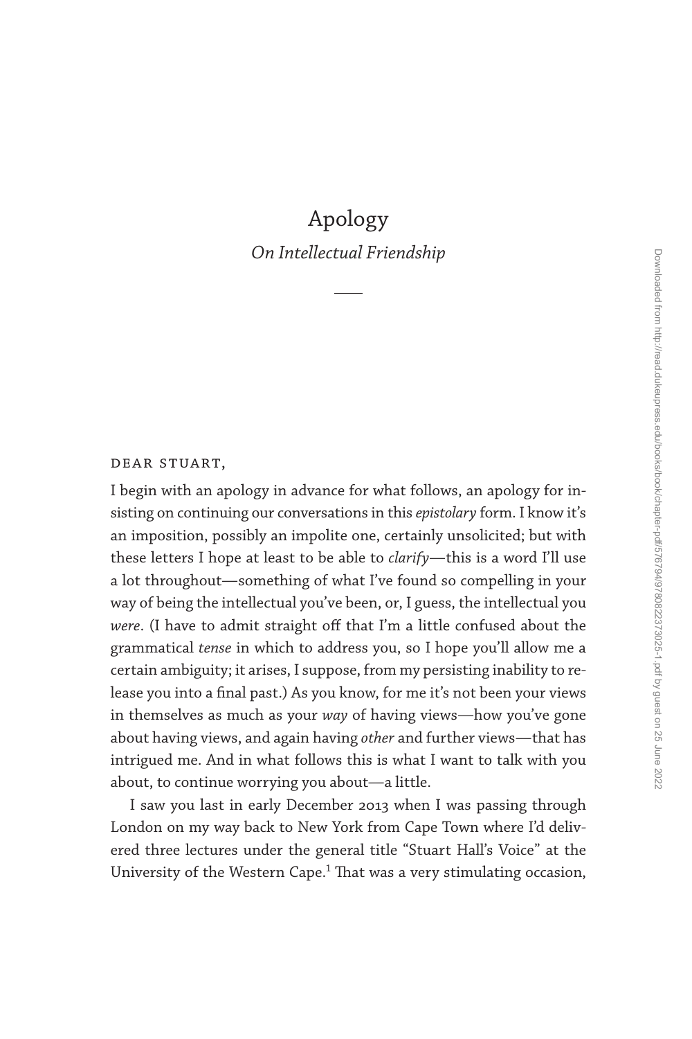# Apology

## *On Intellectual Friendship*

DEAR STUART,

I begin with an apology in advance for what follows, an apology for insisting on continuing our conversations in this *epistolary* form. I know it's an imposition, possibly an impolite one, certainly unsolicited; but with these letters I hope at least to be able to *clarify*—this is a word I'll use a lot throughout—something of what I've found so compelling in your way of being the intellectual you've been, or, I guess, the intellectual you *were*. (I have to admit straight off that I'm a little confused about the grammatical *tense* in which to address you, so I hope you'll allow me a certain ambiguity; it arises, I suppose, from my persisting inability to release you into a final past.) As you know, for me it's not been your views in themselves as much as your *way* of having views—how you've gone about having views, and again having *other* and further views—that has intrigued me. And in what follows this is what I want to talk with you about, to continue worrying you about—a little.

I saw you last in early December 2013 when I was passing through London on my way back to New York from Cape Town where I'd delivered three lectures under the general title "Stuart Hall's Voice" at the University of the Western Cape.[1] That was a very stimulating occasion,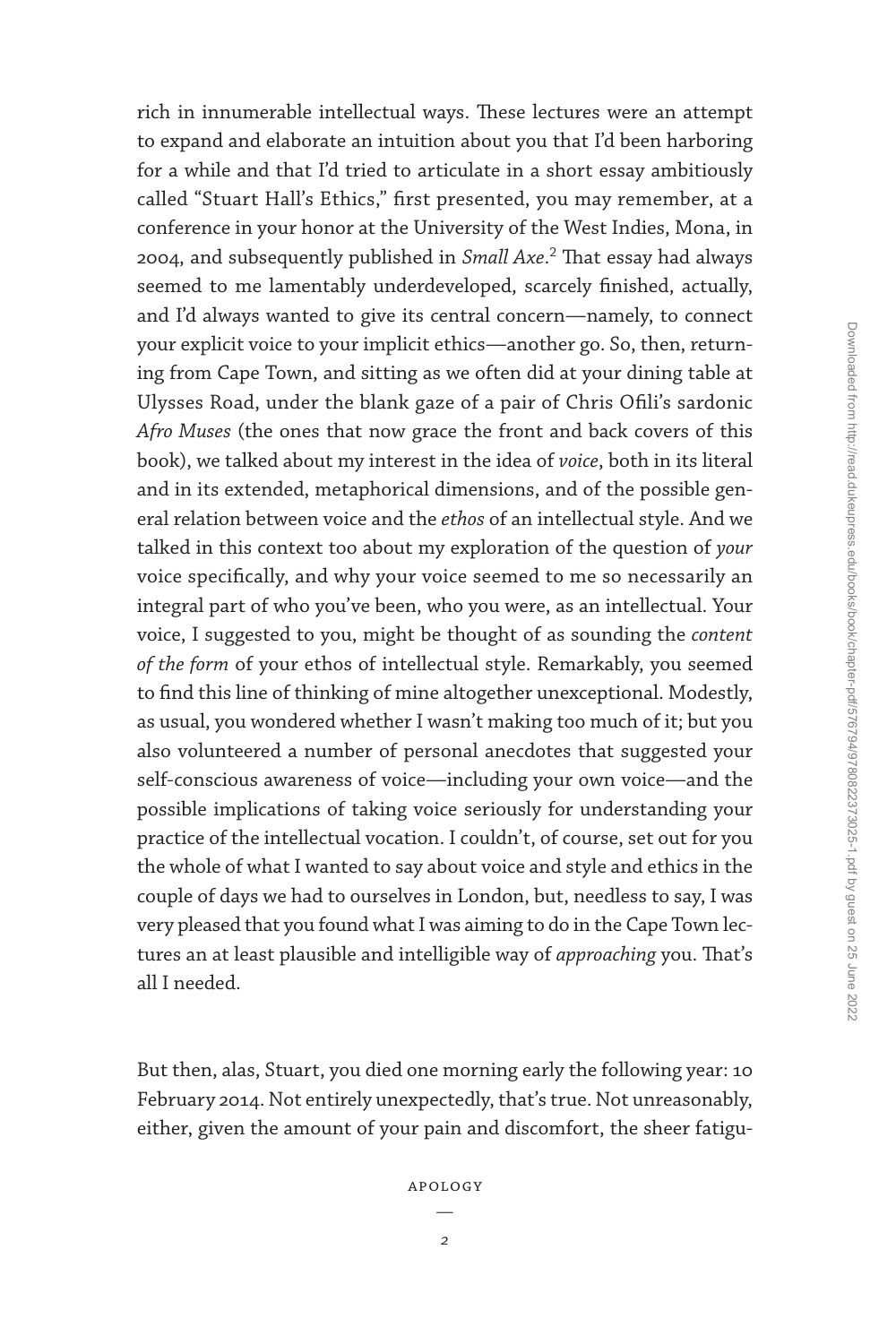rich in innumerable intellectual ways. These lectures were an attempt to expand and elaborate an intuition about you that I'd been harboring for a while and that I'd tried to articulate in a short essay ambitiously called "Stuart Hall's Ethics," first presented, you may remember, at a conference in your honor at the University of the West Indies, Mona, in 2004, and subsequently published in *Small Axe*.[2] That essay had always seemed to me lamentably underdeveloped, scarcely finished, actually, and I'd always wanted to give its central concern—namely, to connect your explicit voice to your implicit ethics—another go. So, then, returning from Cape Town, and sitting as we often did at your dining table at Ulysses Road, under the blank gaze of a pair of Chris Ofili's sardonic *Afro Muses* (the ones that now grace the front and back covers of this book), we talked about my interest in the idea of *voice*, both in its literal and in its extended, metaphorical dimensions, and of the possible general relation between voice and the *ethos* of an intellectual style. And we talked in this context too about my exploration of the question of *your* voice specifically, and why your voice seemed to me so necessarily an integral part of who you've been, who you were, as an intellectual. Your voice, I suggested to you, might be thought of as sounding the *content of the form* of your ethos of intellectual style. Remarkably, you seemed to find this line of thinking of mine altogether unexceptional. Modestly, as usual, you wondered whether I wasn't making too much of it; but you also volunteered a number of personal anecdotes that suggested your self-conscious awareness of voice—including your own voice—and the possible implications of taking voice seriously for understanding your practice of the intellectual vocation. I couldn't, of course, set out for you the whole of what I wanted to say about voice and style and ethics in the couple of days we had to ourselves in London, but, needless to say, I was very pleased that you found what I was aiming to do in the Cape Town lectures an at least plausible and intelligible way of *approaching* you. That's all I needed.

But then, alas, Stuart, you died one morning early the following year: 10 February 2014. Not entirely unexpectedly, that's true. Not unreasonably, either, given the amount of your pain and discomfort, the sheer fatigu-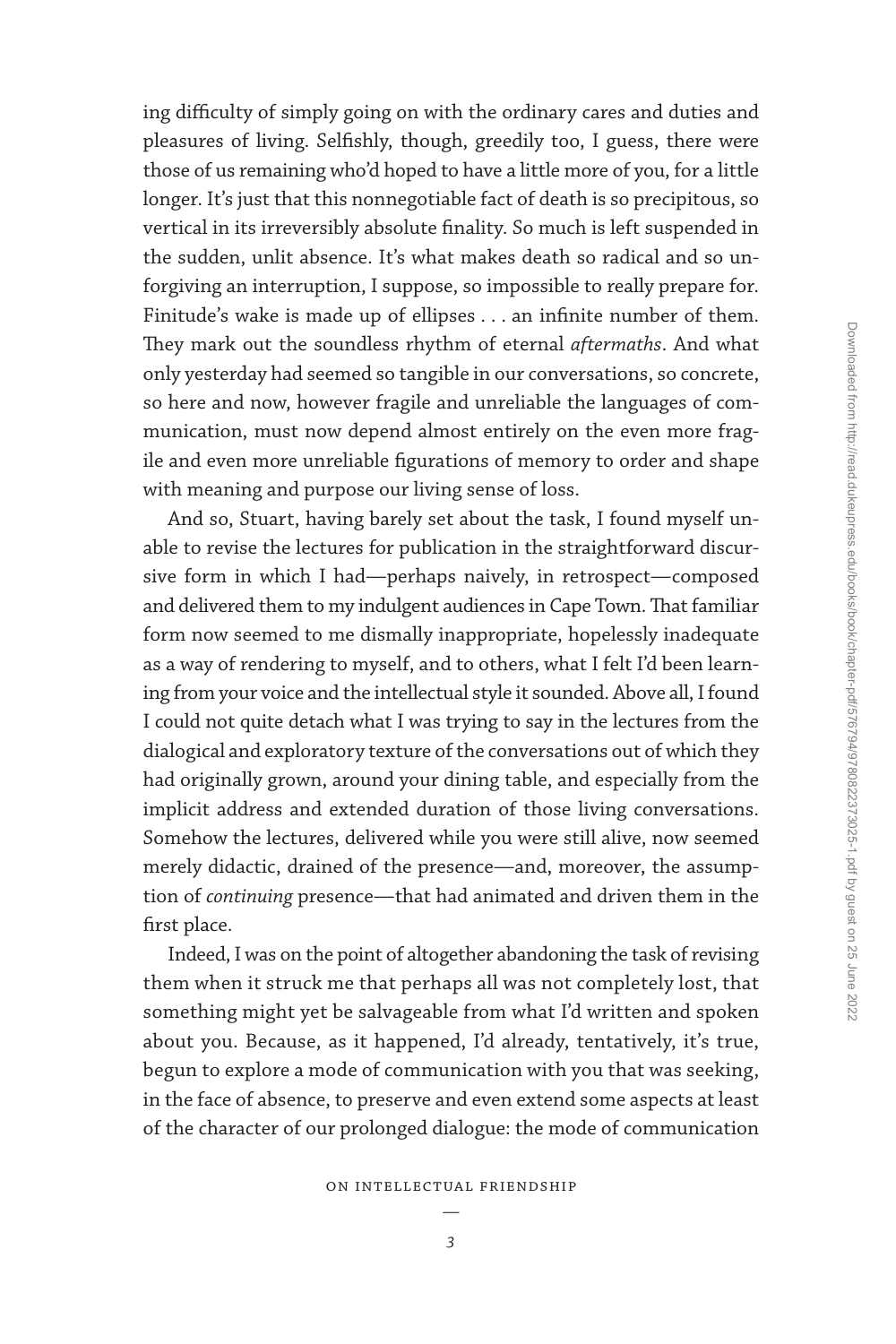ing difficulty of simply going on with the ordinary cares and duties and pleasures of living. Selfishly, though, greedily too, I guess, there were those of us remaining who'd hoped to have a little more of you, for a little longer. It's just that this nonnegotiable fact of death is so precipitous, so vertical in its irreversibly absolute finality. So much is left suspended in the sudden, unlit absence. It's what makes death so radical and so unforgiving an interruption, I suppose, so impossible to really prepare for. Finitude's wake is made up of ellipses . . . an infinite number of them. They mark out the soundless rhythm of eternal *aftermaths*. And what only yesterday had seemed so tangible in our conversations, so concrete, so here and now, however fragile and unreliable the languages of communication, must now depend almost entirely on the even more fragile and even more unreliable figurations of memory to order and shape with meaning and purpose our living sense of loss.

And so, Stuart, having barely set about the task, I found myself unable to revise the lectures for publication in the straightforward discursive form in which I had—perhaps naively, in retrospect—composed and delivered them to my indulgent audiences in Cape Town. That familiar form now seemed to me dismally inappropriate, hopelessly inadequate as a way of rendering to myself, and to others, what I felt I'd been learning from your voice and the intellectual style it sounded. Above all, I found I could not quite detach what I was trying to say in the lectures from the dialogical and exploratory texture of the conversations out of which they had originally grown, around your dining table, and especially from the implicit address and extended duration of those living conversations. Somehow the lectures, delivered while you were still alive, now seemed merely didactic, drained of the presence—and, moreover, the assumption of *continuing* presence—that had animated and driven them in the first place.

Indeed, I was on the point of altogether abandoning the task of revising them when it struck me that perhaps all was not completely lost, that something might yet be salvageable from what I'd written and spoken about you. Because, as it happened, I'd already, tentatively, it's true, begun to explore a mode of communication with you that was seeking, in the face of absence, to preserve and even extend some aspects at least of the character of our prolonged dialogue: the mode of communication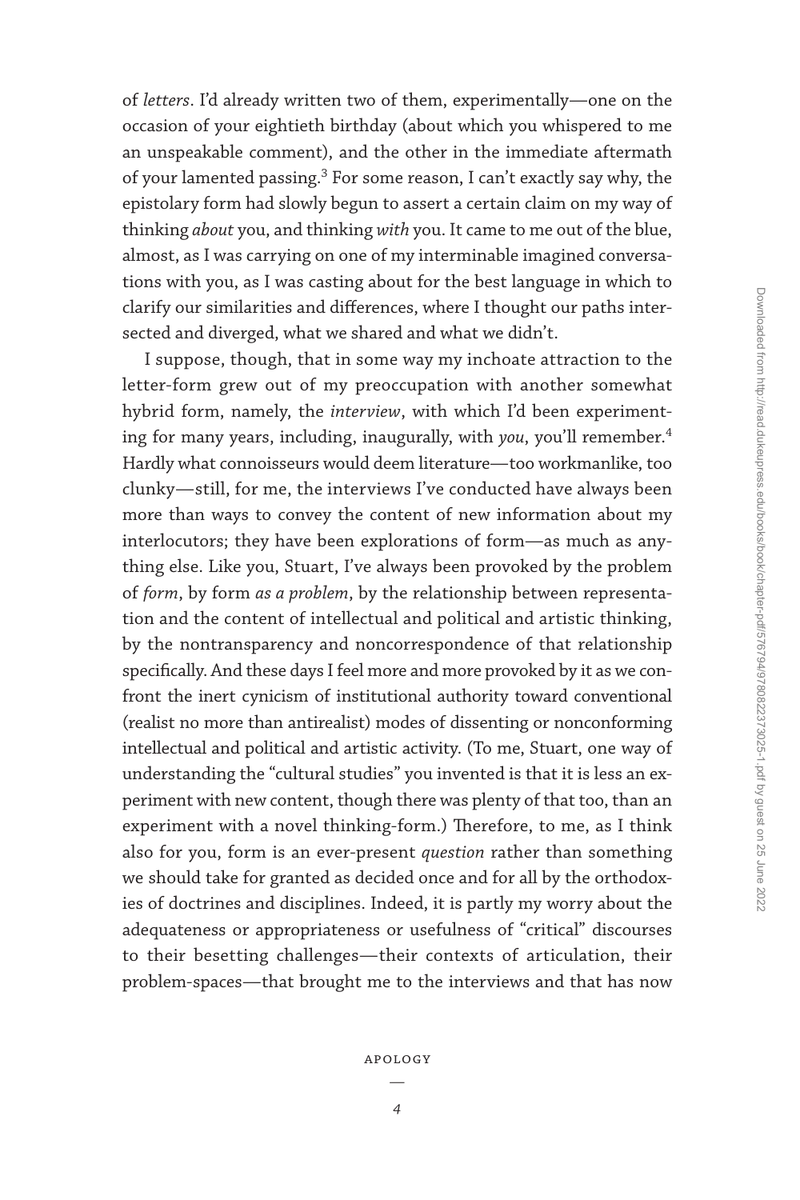of *letters*. I'd already written two of them, experimentally—one on the occasion of your eightieth birthday (about which you whispered to me an unspeakable comment), and the other in the immediate aftermath of your lamented passing.[3] For some reason, I can't exactly say why, the epistolary form had slowly begun to assert a certain claim on my way of thinking *about* you, and thinking *with* you. It came to me out of the blue, almost, as I was carrying on one of my interminable imagined conversations with you, as I was casting about for the best language in which to clarify our similarities and differences, where I thought our paths intersected and diverged, what we shared and what we didn't.

I suppose, though, that in some way my inchoate attraction to the letter-form grew out of my preoccupation with another somewhat hybrid form, namely, the *interview*, with which I'd been experimenting for many years, including, inaugurally, with *you*, you'll remember.[4] Hardly what connoisseurs would deem literature—too workmanlike, too clunky—still, for me, the interviews I've conducted have always been more than ways to convey the content of new information about my interlocutors; they have been explorations of form—as much as anything else. Like you, Stuart, I've always been provoked by the problem of *form*, by form *as a problem*, by the relationship between representation and the content of intellectual and political and artistic thinking, by the nontransparency and noncorrespondence of that relationship specifically. And these days I feel more and more provoked by it as we confront the inert cynicism of institutional authority toward conventional (realist no more than antirealist) modes of dissenting or nonconforming intellectual and political and artistic activity. (To me, Stuart, one way of understanding the "cultural studies" you invented is that it is less an experiment with new content, though there was plenty of that too, than an experiment with a novel thinking-form.) Therefore, to me, as I think also for you, form is an ever-present *question* rather than something we should take for granted as decided once and for all by the orthodoxies of doctrines and disciplines. Indeed, it is partly my worry about the adequateness or appropriateness or usefulness of "critical" discourses to their besetting challenges—their contexts of articulation, their problem-spaces—that brought me to the interviews and that has now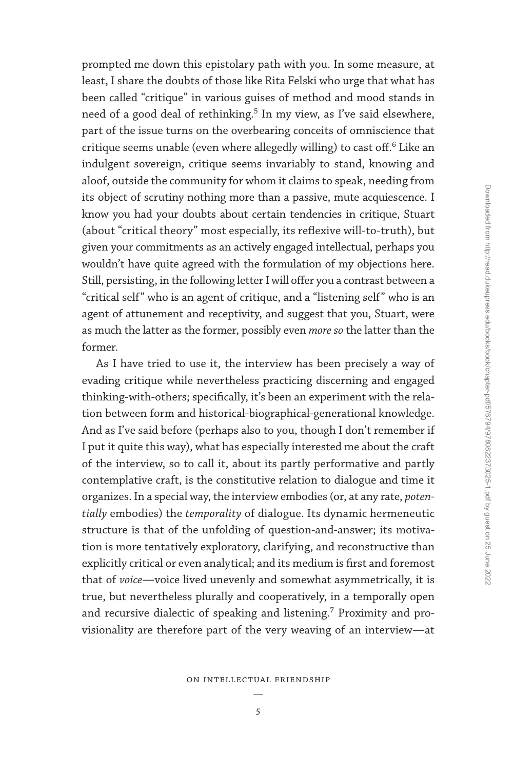prompted me down this epistolary path with you. In some measure, at least, I share the doubts of those like Rita Felski who urge that what has been called "critique" in various guises of method and mood stands in need of a good deal of rethinking.[5] In my view, as I've said elsewhere, part of the issue turns on the overbearing conceits of omniscience that critique seems unable (even where allegedly willing) to cast off.[6] Like an indulgent sovereign, critique seems invariably to stand, knowing and aloof, outside the community for whom it claims to speak, needing from its object of scrutiny nothing more than a passive, mute acquiescence. I know you had your doubts about certain tendencies in critique, Stuart (about "critical theory" most especially, its reflexive will-to-truth), but given your commitments as an actively engaged intellectual, perhaps you wouldn't have quite agreed with the formulation of my objections here. Still, persisting, in the following letter I will offer you a contrast between a "critical self" who is an agent of critique, and a "listening self" who is an agent of attunement and receptivity, and suggest that you, Stuart, were as much the latter as the former, possibly even *more so* the latter than the former.

As I have tried to use it, the interview has been precisely a way of evading critique while nevertheless practicing discerning and engaged thinking-with-others; specifically, it's been an experiment with the relation between form and historical-biographical-generational knowledge. And as I've said before (perhaps also to you, though I don't remember if I put it quite this way), what has especially interested me about the craft of the interview, so to call it, about its partly performative and partly contemplative craft, is the constitutive relation to dialogue and time it organizes. In a special way, the interview embodies (or, at any rate, *potentially* embodies) the *temporality* of dialogue. Its dynamic hermeneutic structure is that of the unfolding of question-and-answer; its motivation is more tentatively exploratory, clarifying, and reconstructive than explicitly critical or even analytical; and its medium is first and foremost that of *voice*—voice lived unevenly and somewhat asymmetrically, it is true, but nevertheless plurally and cooperatively, in a temporally open and recursive dialectic of speaking and listening.[7] Proximity and provisionality are therefore part of the very weaving of an interview—at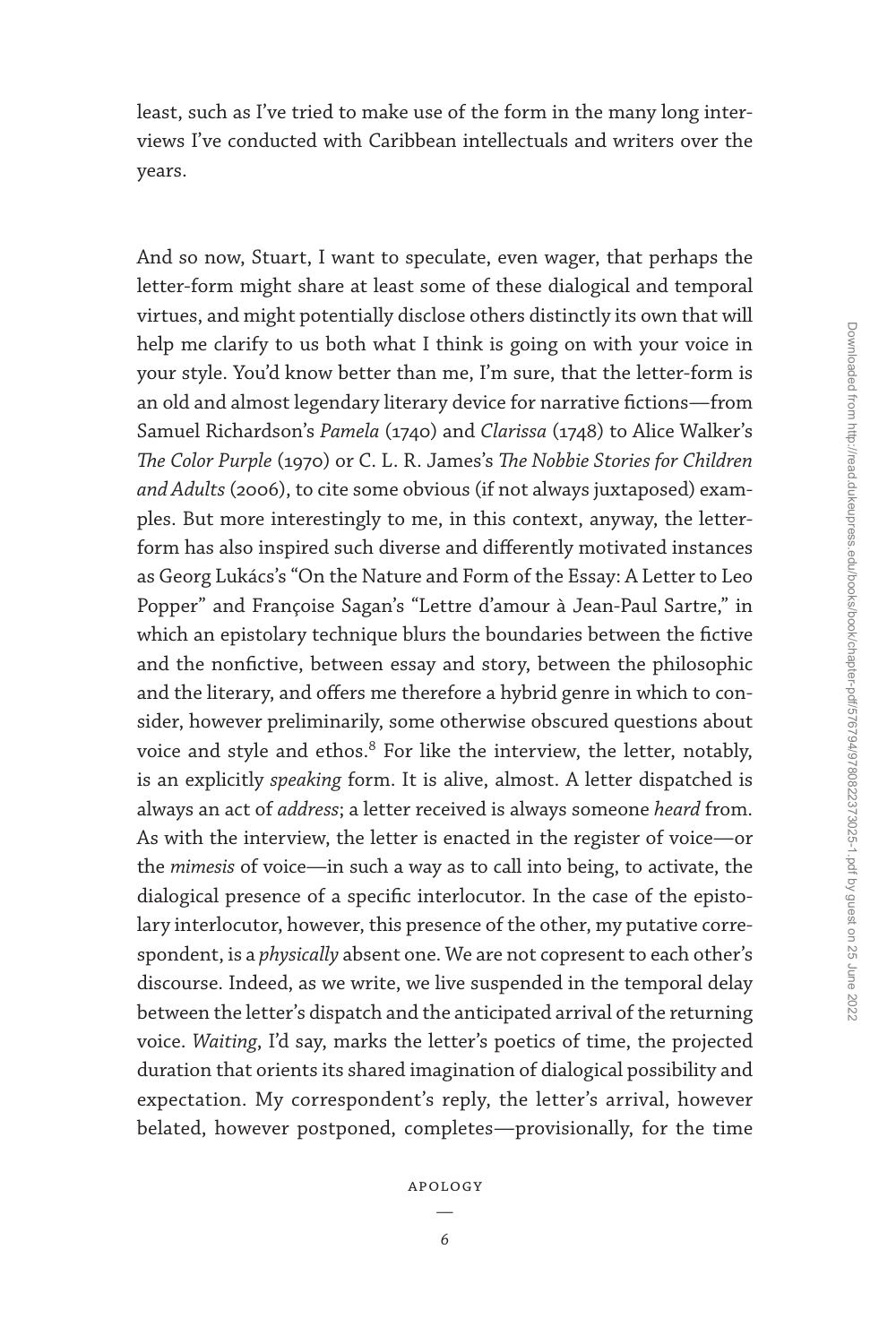least, such as I've tried to make use of the form in the many long interviews I've conducted with Caribbean intellectuals and writers over the years.

And so now, Stuart, I want to speculate, even wager, that perhaps the letter-form might share at least some of these dialogical and temporal virtues, and might potentially disclose others distinctly its own that will help me clarify to us both what I think is going on with your voice in your style. You'd know better than me, I'm sure, that the letter-form is an old and almost legendary literary device for narrative fictions—from Samuel Richardson's *Pamela* (1740) and *Clarissa* (1748) to Alice Walker's *The Color Purple* (1970) or C. L. R. James's *The Nobbie Stories for Children and Adults* (2006), to cite some obvious (if not always juxtaposed) examples. But more interestingly to me, in this context, anyway, the letter-form has also inspired such diverse and differently motivated instances as Georg Lukács's "On the Nature and Form of the Essay: A Letter to Leo Popper" and Françoise Sagan's "Lettre d'amour à Jean-Paul Sartre," in which an epistolary technique blurs the boundaries between the fictive and the nonfictive, between essay and story, between the philosophic and the literary, and offers me therefore a hybrid genre in which to consider, however preliminarily, some otherwise obscured questions about voice and style and ethos.[8] For like the interview, the letter, notably, is an explicitly *speaking* form. It is alive, almost. A letter dispatched is always an act of *address*; a letter received is always someone *heard* from. As with the interview, the letter is enacted in the register of voice—or the *mimesis* of voice—in such a way as to call into being, to activate, the dialogical presence of a specific interlocutor. In the case of the epistolary interlocutor, however, this presence of the other, my putative correspondent, is a *physically* absent one. We are not copresent to each other's discourse. Indeed, as we write, we live suspended in the temporal delay between the letter's dispatch and the anticipated arrival of the returning voice. *Waiting*, I'd say, marks the letter's poetics of time, the projected duration that orients its shared imagination of dialogical possibility and expectation. My correspondent's reply, the letter's arrival, however belated, however postponed, completes—provisionally, for the time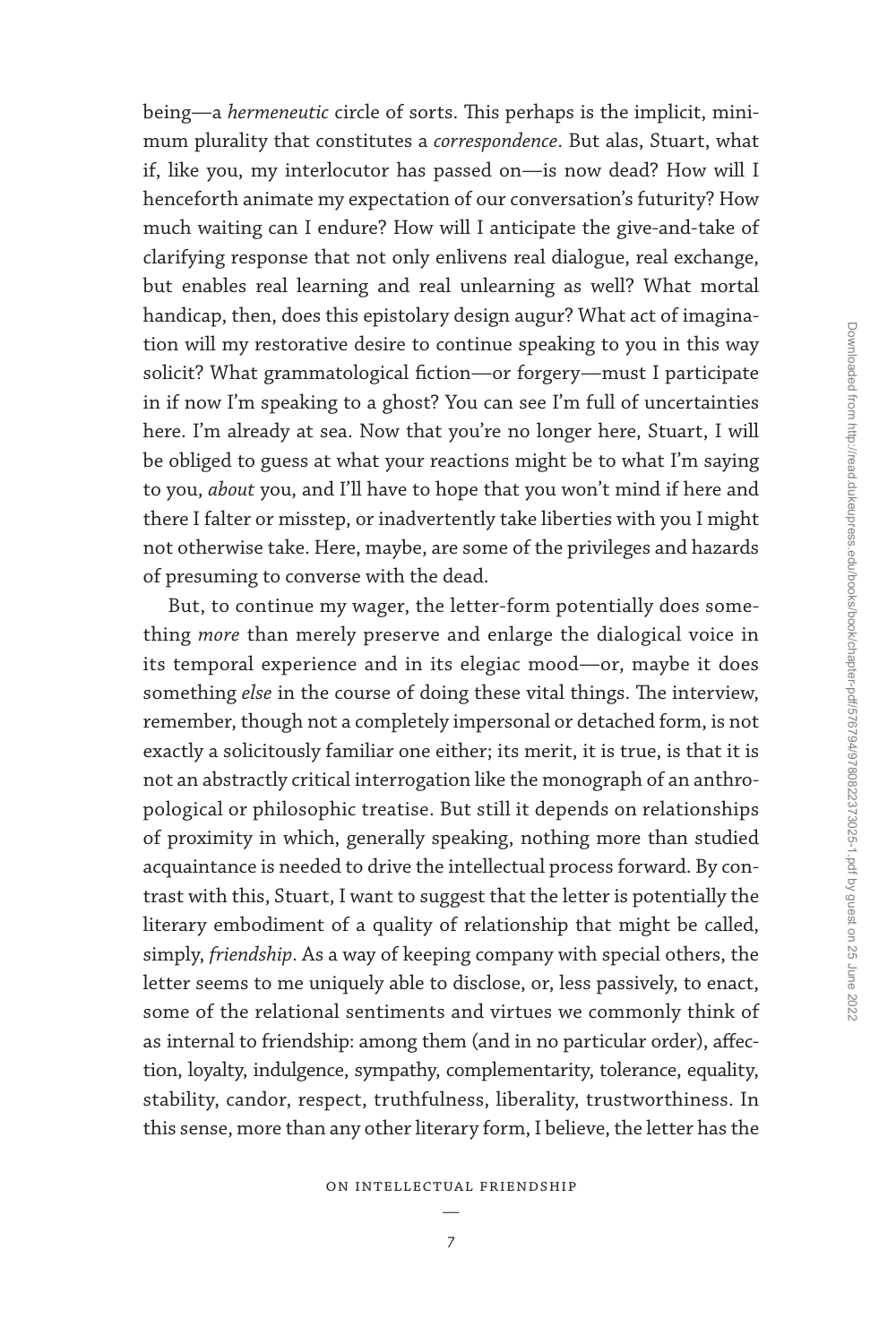being—a *hermeneutic* circle of sorts. This perhaps is the implicit, minimum plurality that constitutes a *correspondence*. But alas, Stuart, what if, like you, my interlocutor has passed on—is now dead? How will I henceforth animate my expectation of our conversation's futurity? How much waiting can I endure? How will I anticipate the give-and-take of clarifying response that not only enlivens real dialogue, real exchange, but enables real learning and real unlearning as well? What mortal handicap, then, does this epistolary design augur? What act of imagination will my restorative desire to continue speaking to you in this way solicit? What grammatological fiction—or forgery—must I participate in if now I'm speaking to a ghost? You can see I'm full of uncertainties here. I'm already at sea. Now that you're no longer here, Stuart, I will be obliged to guess at what your reactions might be to what I'm saying to you, *about* you, and I'll have to hope that you won't mind if here and there I falter or misstep, or inadvertently take liberties with you I might not otherwise take. Here, maybe, are some of the privileges and hazards of presuming to converse with the dead.

But, to continue my wager, the letter-form potentially does something *more* than merely preserve and enlarge the dialogical voice in its temporal experience and in its elegiac mood—or, maybe it does something *else* in the course of doing these vital things. The interview, remember, though not a completely impersonal or detached form, is not exactly a solicitously familiar one either; its merit, it is true, is that it is not an abstractly critical interrogation like the monograph of an anthropological or philosophic treatise. But still it depends on relationships of proximity in which, generally speaking, nothing more than studied acquaintance is needed to drive the intellectual process forward. By contrast with this, Stuart, I want to suggest that the letter is potentially the literary embodiment of a quality of relationship that might be called, simply, *friendship*. As a way of keeping company with special others, the letter seems to me uniquely able to disclose, or, less passively, to enact, some of the relational sentiments and virtues we commonly think of as internal to friendship: among them (and in no particular order), affection, loyalty, indulgence, sympathy, complementarity, tolerance, equality, stability, candor, respect, truthfulness, liberality, trustworthiness. In this sense, more than any other literary form, I believe, the letter has the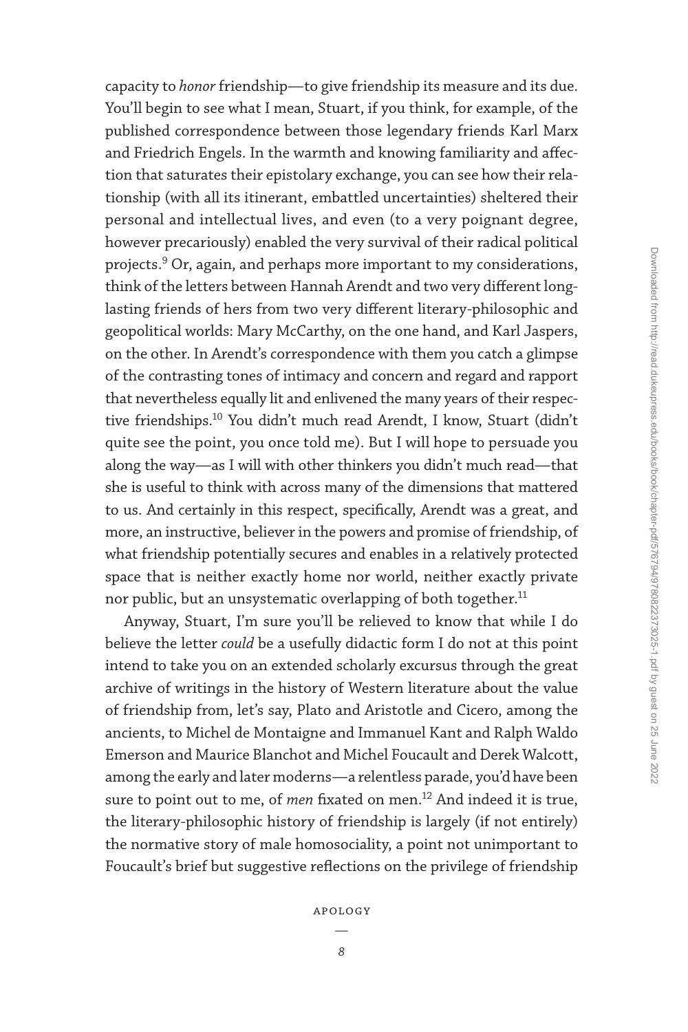capacity to *honor* friendship—to give friendship its measure and its due. You'll begin to see what I mean, Stuart, if you think, for example, of the published correspondence between those legendary friends Karl Marx and Friedrich Engels. In the warmth and knowing familiarity and affection that saturates their epistolary exchange, you can see how their relationship (with all its itinerant, embattled uncertainties) sheltered their personal and intellectual lives, and even (to a very poignant degree, however precariously) enabled the very survival of their radical political projects.[9] Or, again, and perhaps more important to my considerations, think of the letters between Hannah Arendt and two very different long-lasting friends of hers from two very different literary-philosophic and geopolitical worlds: Mary McCarthy, on the one hand, and Karl Jaspers, on the other. In Arendt's correspondence with them you catch a glimpse of the contrasting tones of intimacy and concern and regard and rapport that nevertheless equally lit and enlivened the many years of their respective friendships.[10] You didn't much read Arendt, I know, Stuart (didn't quite see the point, you once told me). But I will hope to persuade you along the way—as I will with other thinkers you didn't much read—that she is useful to think with across many of the dimensions that mattered to us. And certainly in this respect, specifically, Arendt was a great, and more, an instructive, believer in the powers and promise of friendship, of what friendship potentially secures and enables in a relatively protected space that is neither exactly home nor world, neither exactly private nor public, but an unsystematic overlapping of both together.[11]

Anyway, Stuart, I'm sure you'll be relieved to know that while I do believe the letter *could* be a usefully didactic form I do not at this point intend to take you on an extended scholarly excursus through the great archive of writings in the history of Western literature about the value of friendship from, let's say, Plato and Aristotle and Cicero, among the ancients, to Michel de Montaigne and Immanuel Kant and Ralph Waldo Emerson and Maurice Blanchot and Michel Foucault and Derek Walcott, among the early and later moderns—a relentless parade, you'd have been sure to point out to me, of *men* fixated on men.[12] And indeed it is true, the literary-philosophic history of friendship is largely (if not entirely) the normative story of male homosociality, a point not unimportant to Foucault's brief but suggestive reflections on the privilege of friendship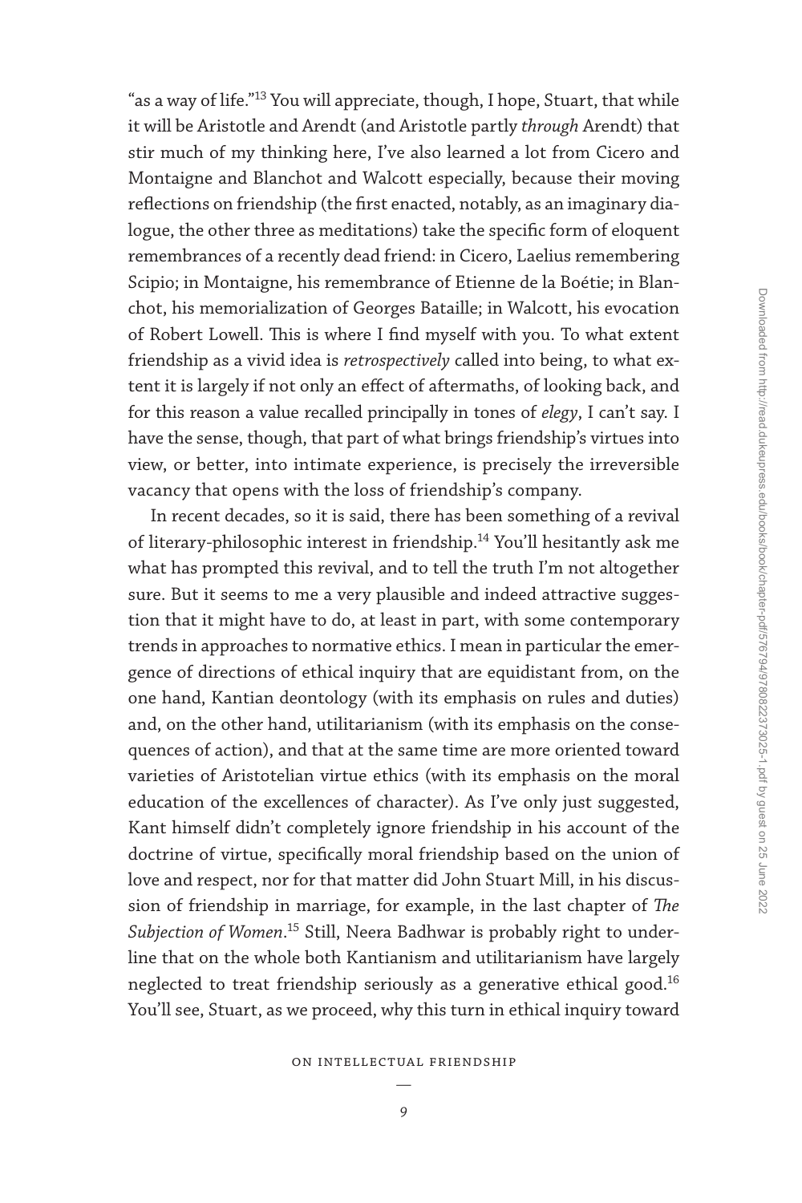"as a way of life."[13] You will appreciate, though, I hope, Stuart, that while it will be Aristotle and Arendt (and Aristotle partly *through* Arendt) that stir much of my thinking here, I've also learned a lot from Cicero and Montaigne and Blanchot and Walcott especially, because their moving reflections on friendship (the first enacted, notably, as an imaginary dialogue, the other three as meditations) take the specific form of eloquent remembrances of a recently dead friend: in Cicero, Laelius remembering Scipio; in Montaigne, his remembrance of Etienne de la Boétie; in Blanchot, his memorialization of Georges Bataille; in Walcott, his evocation of Robert Lowell. This is where I find myself with you. To what extent friendship as a vivid idea is *retrospectively* called into being, to what extent it is largely if not only an effect of aftermaths, of looking back, and for this reason a value recalled principally in tones of *elegy*, I can't say. I have the sense, though, that part of what brings friendship's virtues into view, or better, into intimate experience, is precisely the irreversible vacancy that opens with the loss of friendship's company.

In recent decades, so it is said, there has been something of a revival of literary-philosophic interest in friendship.[14] You'll hesitantly ask me what has prompted this revival, and to tell the truth I'm not altogether sure. But it seems to me a very plausible and indeed attractive suggestion that it might have to do, at least in part, with some contemporary trends in approaches to normative ethics. I mean in particular the emergence of directions of ethical inquiry that are equidistant from, on the one hand, Kantian deontology (with its emphasis on rules and duties) and, on the other hand, utilitarianism (with its emphasis on the consequences of action), and that at the same time are more oriented toward varieties of Aristotelian virtue ethics (with its emphasis on the moral education of the excellences of character). As I've only just suggested, Kant himself didn't completely ignore friendship in his account of the doctrine of virtue, specifically moral friendship based on the union of love and respect, nor for that matter did John Stuart Mill, in his discussion of friendship in marriage, for example, in the last chapter of *The Subjection of Women*.[15] Still, Neera Badhwar is probably right to underline that on the whole both Kantianism and utilitarianism have largely neglected to treat friendship seriously as a generative ethical good.[16] You'll see, Stuart, as we proceed, why this turn in ethical inquiry toward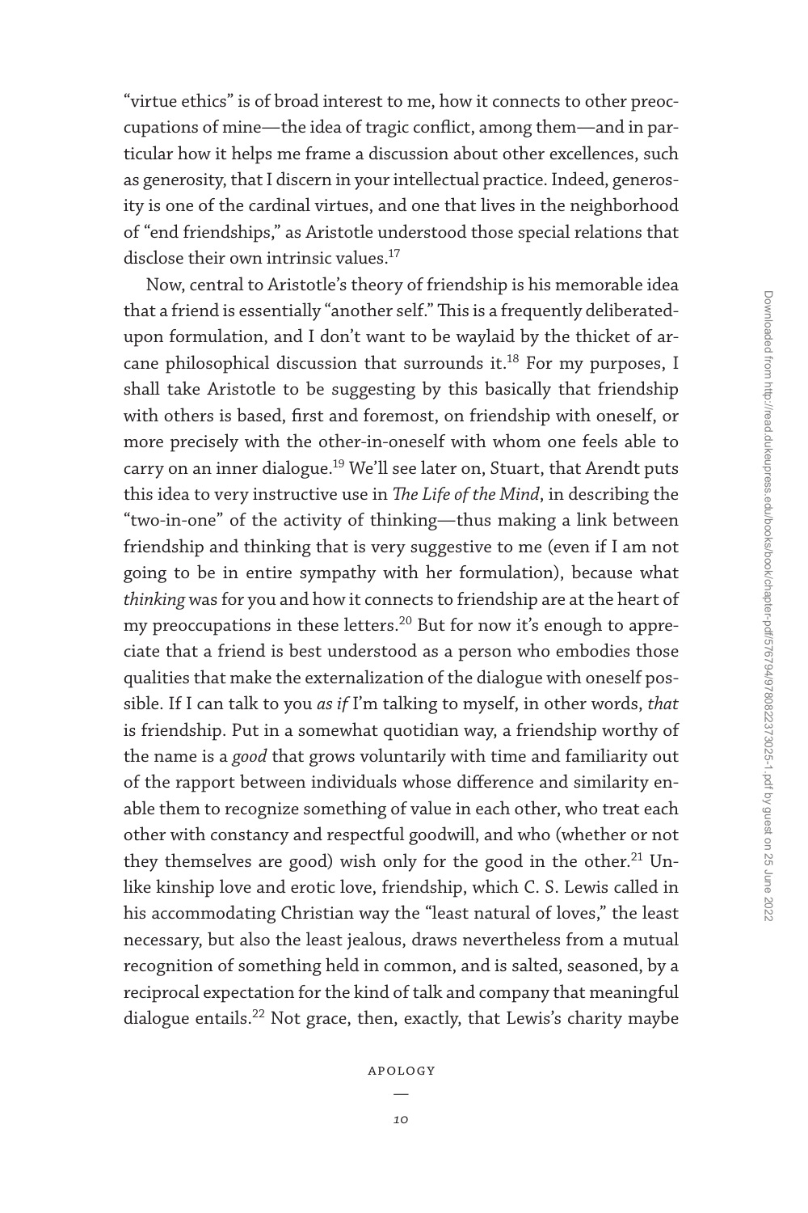"virtue ethics" is of broad interest to me, how it connects to other preoccupations of mine—the idea of tragic conflict, among them—and in particular how it helps me frame a discussion about other excellences, such as generosity, that I discern in your intellectual practice. Indeed, generosity is one of the cardinal virtues, and one that lives in the neighborhood of "end friendships," as Aristotle understood those special relations that disclose their own intrinsic values.[17]

Now, central to Aristotle's theory of friendship is his memorable idea that a friend is essentially "another self." This is a frequently deliberated-upon formulation, and I don't want to be waylaid by the thicket of arcane philosophical discussion that surrounds it.[18] For my purposes, I shall take Aristotle to be suggesting by this basically that friendship with others is based, first and foremost, on friendship with oneself, or more precisely with the other-in-oneself with whom one feels able to carry on an inner dialogue.[19] We'll see later on, Stuart, that Arendt puts this idea to very instructive use in *The Life of the Mind*, in describing the "two-in-one" of the activity of thinking—thus making a link between friendship and thinking that is very suggestive to me (even if I am not going to be in entire sympathy with her formulation), because what *thinking* was for you and how it connects to friendship are at the heart of my preoccupations in these letters.[20] But for now it's enough to appreciate that a friend is best understood as a person who embodies those qualities that make the externalization of the dialogue with oneself possible. If I can talk to you *as if* I'm talking to myself, in other words, *that* is friendship. Put in a somewhat quotidian way, a friendship worthy of the name is a *good* that grows voluntarily with time and familiarity out of the rapport between individuals whose difference and similarity enable them to recognize something of value in each other, who treat each other with constancy and respectful goodwill, and who (whether or not they themselves are good) wish only for the good in the other.[21] Unlike kinship love and erotic love, friendship, which C. S. Lewis called in his accommodating Christian way the "least natural of loves," the least necessary, but also the least jealous, draws nevertheless from a mutual recognition of something held in common, and is salted, seasoned, by a reciprocal expectation for the kind of talk and company that meaningful dialogue entails.[22] Not grace, then, exactly, that Lewis's charity maybe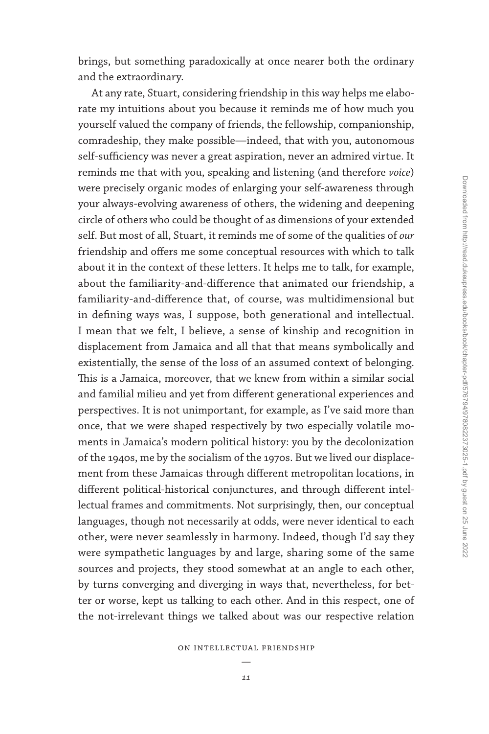brings, but something paradoxically at once nearer both the ordinary and the extraordinary.

At any rate, Stuart, considering friendship in this way helps me elaborate my intuitions about you because it reminds me of how much you yourself valued the company of friends, the fellowship, companionship, comradeship, they make possible—indeed, that with you, autonomous self-sufficiency was never a great aspiration, never an admired virtue. It reminds me that with you, speaking and listening (and therefore *voice*) were precisely organic modes of enlarging your self-awareness through your always-evolving awareness of others, the widening and deepening circle of others who could be thought of as dimensions of your extended self. But most of all, Stuart, it reminds me of some of the qualities of *our* friendship and offers me some conceptual resources with which to talk about it in the context of these letters. It helps me to talk, for example, about the familiarity-and-difference that animated our friendship, a familiarity-and-difference that, of course, was multidimensional but in defining ways was, I suppose, both generational and intellectual. I mean that we felt, I believe, a sense of kinship and recognition in displacement from Jamaica and all that that means symbolically and existentially, the sense of the loss of an assumed context of belonging. This is a Jamaica, moreover, that we knew from within a similar social and familial milieu and yet from different generational experiences and perspectives. It is not unimportant, for example, as I've said more than once, that we were shaped respectively by two especially volatile moments in Jamaica's modern political history: you by the decolonization of the 1940s, me by the socialism of the 1970s. But we lived our displacement from these Jamaicas through different metropolitan locations, in different political-historical conjunctures, and through different intellectual frames and commitments. Not surprisingly, then, our conceptual languages, though not necessarily at odds, were never identical to each other, were never seamlessly in harmony. Indeed, though I'd say they were sympathetic languages by and large, sharing some of the same sources and projects, they stood somewhat at an angle to each other, by turns converging and diverging in ways that, nevertheless, for better or worse, kept us talking to each other. And in this respect, one of the not-irrelevant things we talked about was our respective relation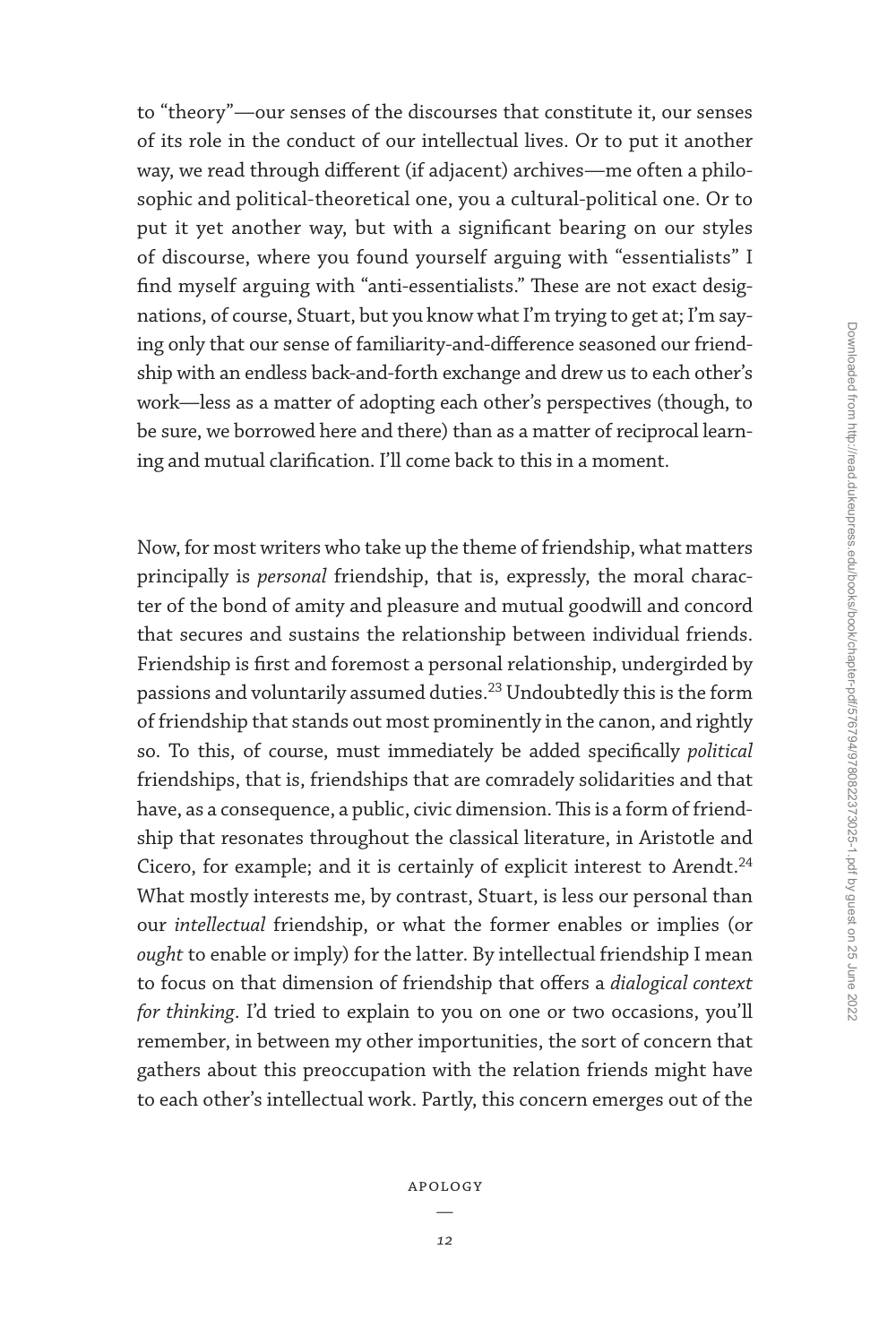to "theory"—our senses of the discourses that constitute it, our senses of its role in the conduct of our intellectual lives. Or to put it another way, we read through different (if adjacent) archives—me often a philosophic and political-theoretical one, you a cultural-political one. Or to put it yet another way, but with a significant bearing on our styles of discourse, where you found yourself arguing with "essentialists" I find myself arguing with "anti-essentialists." These are not exact designations, of course, Stuart, but you know what I'm trying to get at; I'm saying only that our sense of familiarity-and-difference seasoned our friendship with an endless back-and-forth exchange and drew us to each other's work—less as a matter of adopting each other's perspectives (though, to be sure, we borrowed here and there) than as a matter of reciprocal learning and mutual clarification. I'll come back to this in a moment.

Now, for most writers who take up the theme of friendship, what matters principally is *personal* friendship, that is, expressly, the moral character of the bond of amity and pleasure and mutual goodwill and concord that secures and sustains the relationship between individual friends. Friendship is first and foremost a personal relationship, undergirded by passions and voluntarily assumed duties.[23] Undoubtedly this is the form of friendship that stands out most prominently in the canon, and rightly so. To this, of course, must immediately be added specifically *political* friendships, that is, friendships that are comradely solidarities and that have, as a consequence, a public, civic dimension. This is a form of friendship that resonates throughout the classical literature, in Aristotle and Cicero, for example; and it is certainly of explicit interest to Arendt.[24] What mostly interests me, by contrast, Stuart, is less our personal than our *intellectual* friendship, or what the former enables or implies (or *ought* to enable or imply) for the latter. By intellectual friendship I mean to focus on that dimension of friendship that offers a *dialogical context for thinking*. I'd tried to explain to you on one or two occasions, you'll remember, in between my other importunities, the sort of concern that gathers about this preoccupation with the relation friends might have to each other's intellectual work. Partly, this concern emerges out of the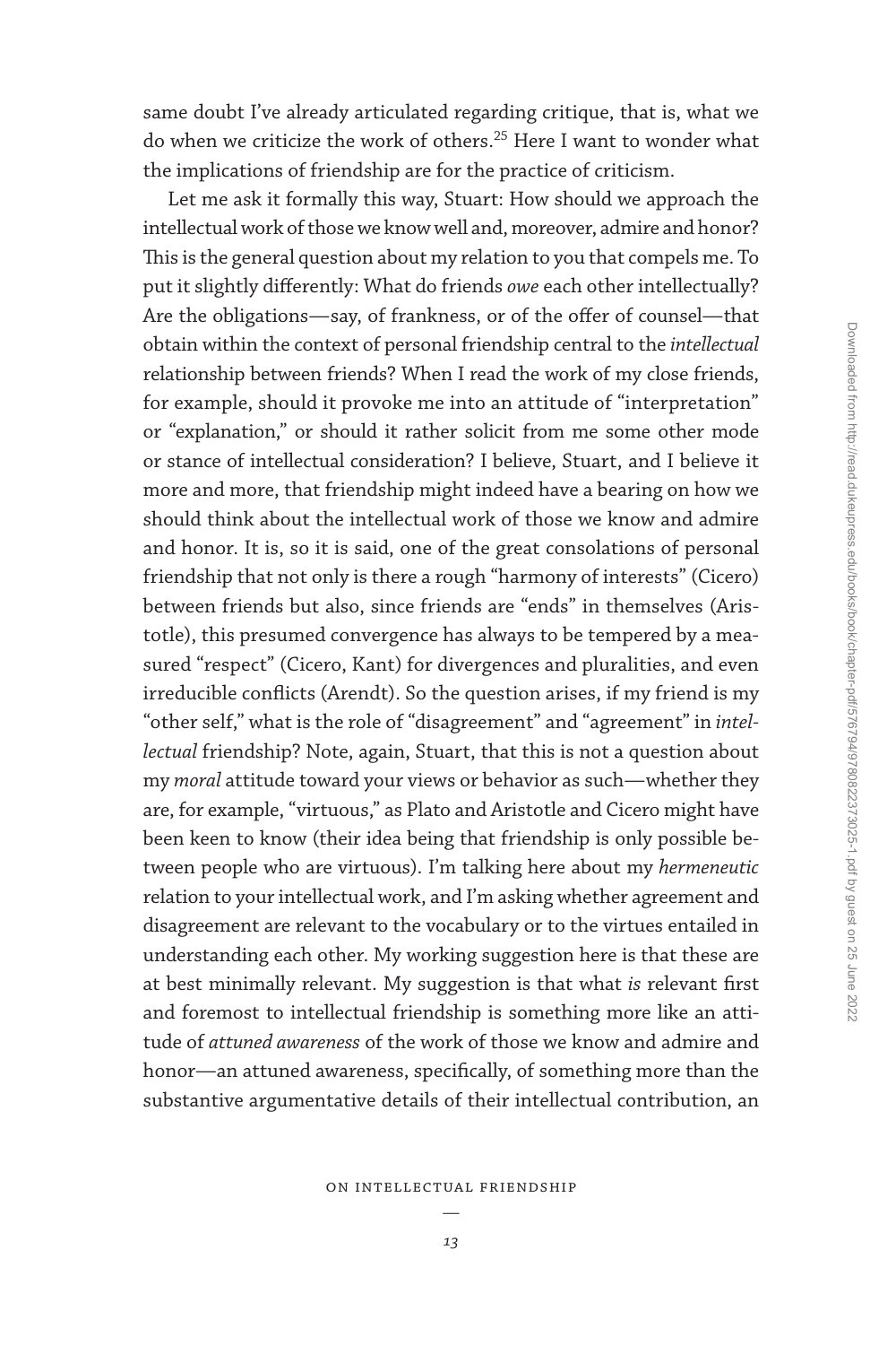same doubt I've already articulated regarding critique, that is, what we do when we criticize the work of others.[25] Here I want to wonder what the implications of friendship are for the practice of criticism.

Let me ask it formally this way, Stuart: How should we approach the intellectual work of those we know well and, moreover, admire and honor? This is the general question about my relation to you that compels me. To put it slightly differently: What do friends *owe* each other intellectually? Are the obligations—say, of frankness, or of the offer of counsel—that obtain within the context of personal friendship central to the *intellectual* relationship between friends? When I read the work of my close friends, for example, should it provoke me into an attitude of "interpretation" or "explanation," or should it rather solicit from me some other mode or stance of intellectual consideration? I believe, Stuart, and I believe it more and more, that friendship might indeed have a bearing on how we should think about the intellectual work of those we know and admire and honor. It is, so it is said, one of the great consolations of personal friendship that not only is there a rough "harmony of interests" (Cicero) between friends but also, since friends are "ends" in themselves (Aristotle), this presumed convergence has always to be tempered by a measured "respect" (Cicero, Kant) for divergences and pluralities, and even irreducible conflicts (Arendt). So the question arises, if my friend is my "other self," what is the role of "disagreement" and "agreement" in *intellectual* friendship? Note, again, Stuart, that this is not a question about my *moral* attitude toward your views or behavior as such—whether they are, for example, "virtuous," as Plato and Aristotle and Cicero might have been keen to know (their idea being that friendship is only possible between people who are virtuous). I'm talking here about my *hermeneutic* relation to your intellectual work, and I'm asking whether agreement and disagreement are relevant to the vocabulary or to the virtues entailed in understanding each other. My working suggestion here is that these are at best minimally relevant. My suggestion is that what *is* relevant first and foremost to intellectual friendship is something more like an attitude of *attuned awareness* of the work of those we know and admire and honor—an attuned awareness, specifically, of something more than the substantive argumentative details of their intellectual contribution, an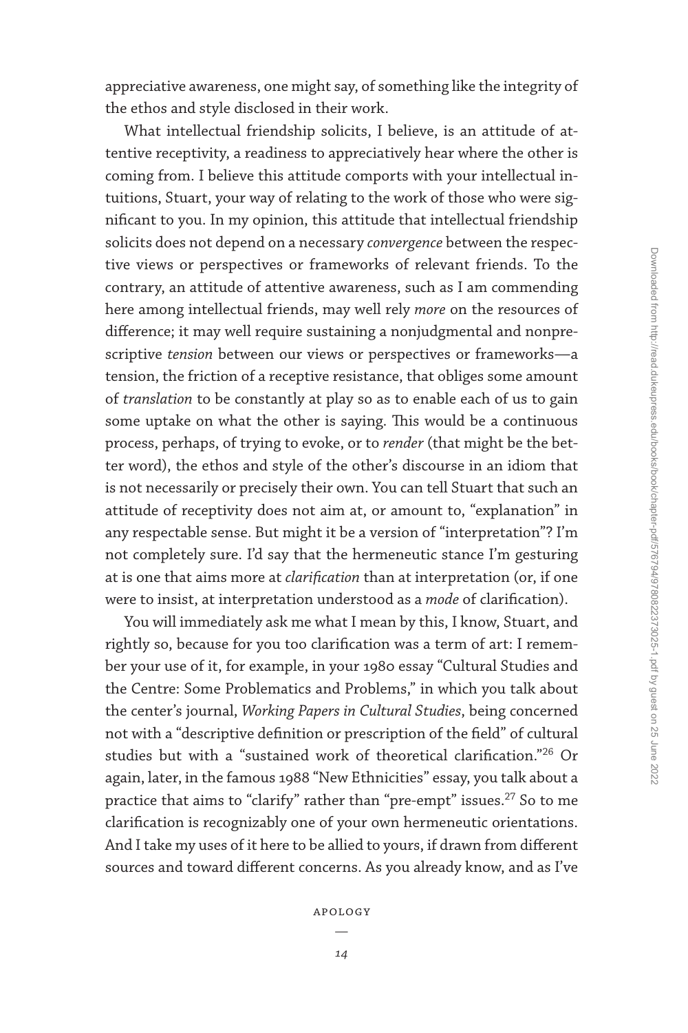appreciative awareness, one might say, of something like the integrity of the ethos and style disclosed in their work.

What intellectual friendship solicits, I believe, is an attitude of attentive receptivity, a readiness to appreciatively hear where the other is coming from. I believe this attitude comports with your intellectual intuitions, Stuart, your way of relating to the work of those who were significant to you. In my opinion, this attitude that intellectual friendship solicits does not depend on a necessary *convergence* between the respective views or perspectives or frameworks of relevant friends. To the contrary, an attitude of attentive awareness, such as I am commending here among intellectual friends, may well rely *more* on the resources of difference; it may well require sustaining a nonjudgmental and nonprescriptive *tension* between our views or perspectives or frameworks—a tension, the friction of a receptive resistance, that obliges some amount of *translation* to be constantly at play so as to enable each of us to gain some uptake on what the other is saying. This would be a continuous process, perhaps, of trying to evoke, or to *render* (that might be the better word), the ethos and style of the other's discourse in an idiom that is not necessarily or precisely their own. You can tell Stuart that such an attitude of receptivity does not aim at, or amount to, "explanation" in any respectable sense. But might it be a version of "interpretation"? I'm not completely sure. I'd say that the hermeneutic stance I'm gesturing at is one that aims more at *clarification* than at interpretation (or, if one were to insist, at interpretation understood as a *mode* of clarification).

You will immediately ask me what I mean by this, I know, Stuart, and rightly so, because for you too clarification was a term of art: I remember your use of it, for example, in your 1980 essay "Cultural Studies and the Centre: Some Problematics and Problems," in which you talk about the center's journal, *Working Papers in Cultural Studies*, being concerned not with a "descriptive definition or prescription of the field" of cultural studies but with a "sustained work of theoretical clarification."[26] Or again, later, in the famous 1988 "New Ethnicities" essay, you talk about a practice that aims to "clarify" rather than "pre-empt" issues.[27] So to me clarification is recognizably one of your own hermeneutic orientations. And I take my uses of it here to be allied to yours, if drawn from different sources and toward different concerns. As you already know, and as I've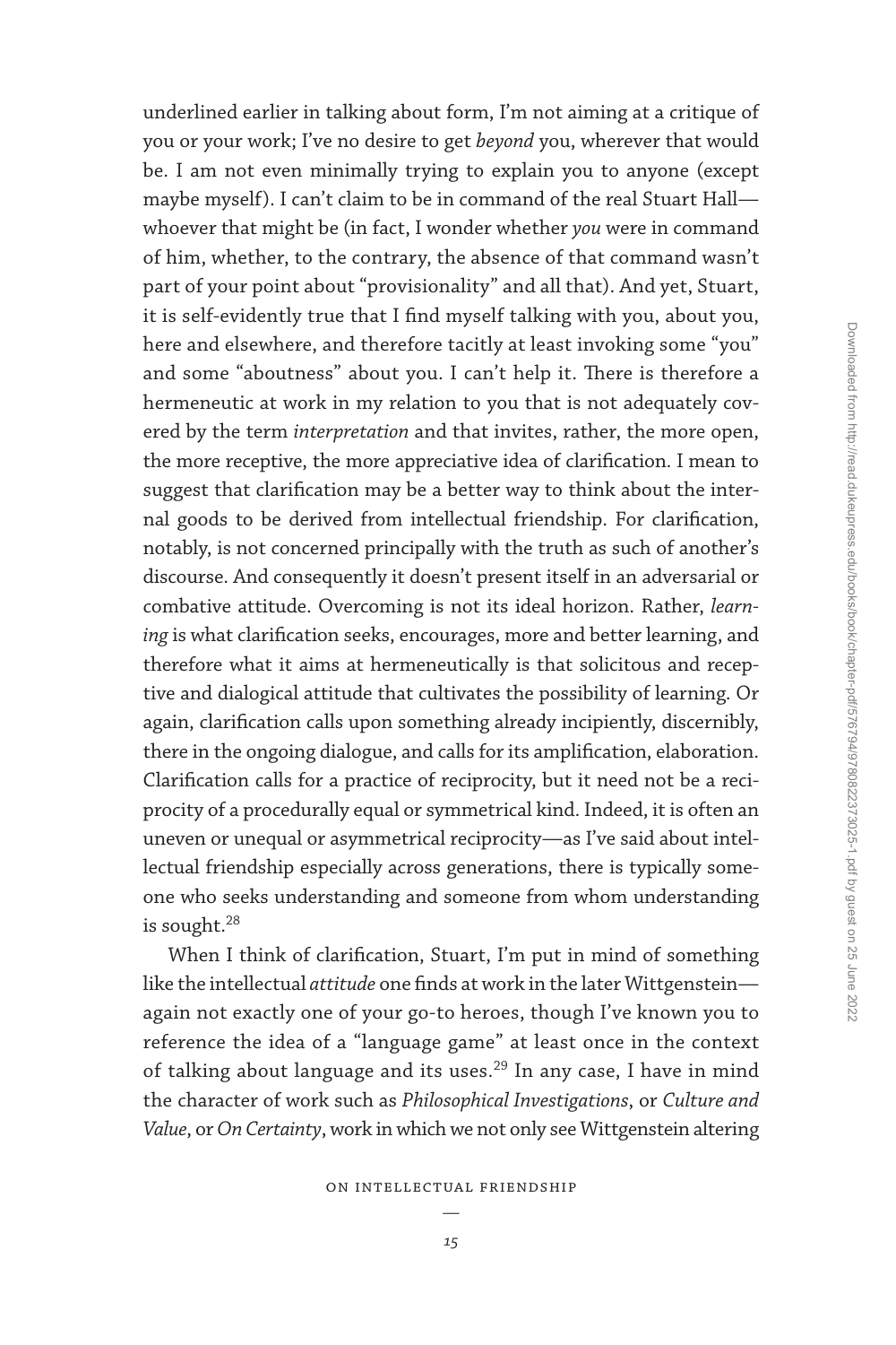underlined earlier in talking about form, I'm not aiming at a critique of you or your work; I've no desire to get *beyond* you, wherever that would be. I am not even minimally trying to explain you to anyone (except maybe myself). I can't claim to be in command of the real Stuart Hall—whoever that might be (in fact, I wonder whether *you* were in command of him, whether, to the contrary, the absence of that command wasn't part of your point about "provisionality" and all that). And yet, Stuart, it is self-evidently true that I find myself talking with you, about you, here and elsewhere, and therefore tacitly at least invoking some "you" and some "aboutness" about you. I can't help it. There is therefore a hermeneutic at work in my relation to you that is not adequately covered by the term *interpretation* and that invites, rather, the more open, the more receptive, the more appreciative idea of clarification. I mean to suggest that clarification may be a better way to think about the internal goods to be derived from intellectual friendship. For clarification, notably, is not concerned principally with the truth as such of another's discourse. And consequently it doesn't present itself in an adversarial or combative attitude. Overcoming is not its ideal horizon. Rather, *learning* is what clarification seeks, encourages, more and better learning, and therefore what it aims at hermeneutically is that solicitous and receptive and dialogical attitude that cultivates the possibility of learning. Or again, clarification calls upon something already incipiently, discernibly, there in the ongoing dialogue, and calls for its amplification, elaboration. Clarification calls for a practice of reciprocity, but it need not be a reciprocity of a procedurally equal or symmetrical kind. Indeed, it is often an uneven or unequal or asymmetrical reciprocity—as I've said about intellectual friendship especially across generations, there is typically someone who seeks understanding and someone from whom understanding is sought.[28]

When I think of clarification, Stuart, I'm put in mind of something like the intellectual *attitude* one finds at work in the later Wittgenstein—again not exactly one of your go-to heroes, though I've known you to reference the idea of a "language game" at least once in the context of talking about language and its uses.[29] In any case, I have in mind the character of work such as *Philosophical Investigations*, or *Culture and Value*, or *On Certainty*, work in which we not only see Wittgenstein altering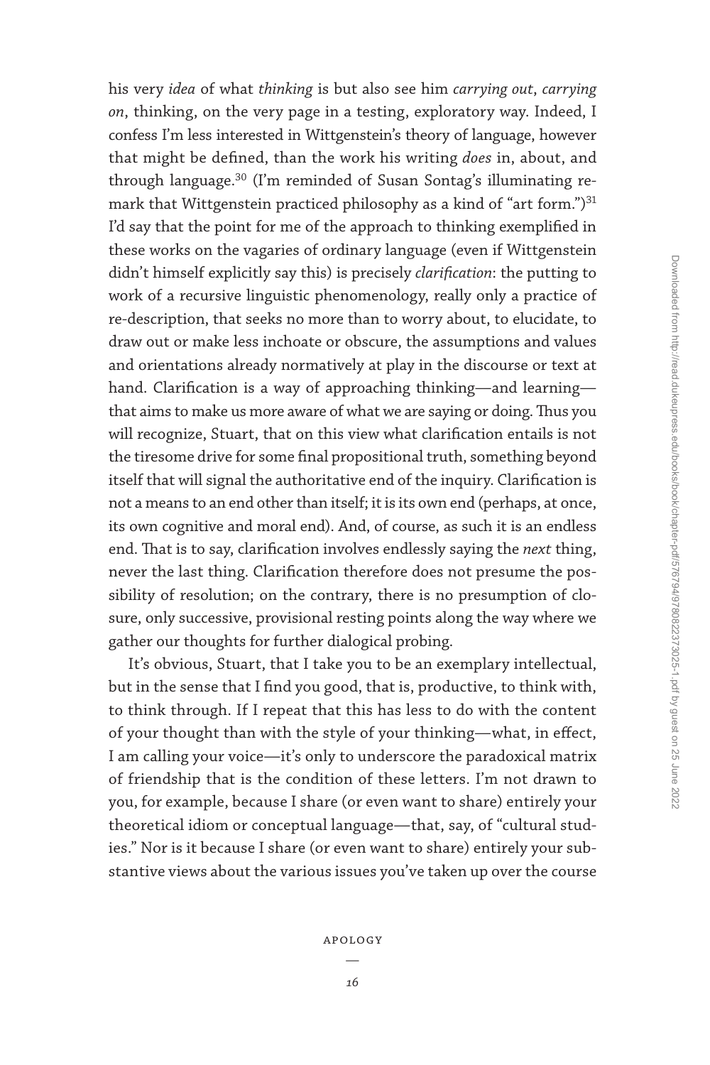his very *idea* of what *thinking* is but also see him *carrying out*, *carrying on*, thinking, on the very page in a testing, exploratory way. Indeed, I confess I'm less interested in Wittgenstein's theory of language, however that might be defined, than the work his writing *does* in, about, and through language.[30] (I'm reminded of Susan Sontag's illuminating remark that Wittgenstein practiced philosophy as a kind of "art form.")[31] I'd say that the point for me of the approach to thinking exemplified in these works on the vagaries of ordinary language (even if Wittgenstein didn't himself explicitly say this) is precisely *clarification*: the putting to work of a recursive linguistic phenomenology, really only a practice of re-description, that seeks no more than to worry about, to elucidate, to draw out or make less inchoate or obscure, the assumptions and values and orientations already normatively at play in the discourse or text at hand. Clarification is a way of approaching thinking—and learning—that aims to make us more aware of what we are saying or doing. Thus you will recognize, Stuart, that on this view what clarification entails is not the tiresome drive for some final propositional truth, something beyond itself that will signal the authoritative end of the inquiry. Clarification is not a means to an end other than itself; it is its own end (perhaps, at once, its own cognitive and moral end). And, of course, as such it is an endless end. That is to say, clarification involves endlessly saying the *next* thing, never the last thing. Clarification therefore does not presume the possibility of resolution; on the contrary, there is no presumption of closure, only successive, provisional resting points along the way where we gather our thoughts for further dialogical probing.

It's obvious, Stuart, that I take you to be an exemplary intellectual, but in the sense that I find you good, that is, productive, to think with, to think through. If I repeat that this has less to do with the content of your thought than with the style of your thinking—what, in effect, I am calling your voice—it's only to underscore the paradoxical matrix of friendship that is the condition of these letters. I'm not drawn to you, for example, because I share (or even want to share) entirely your theoretical idiom or conceptual language—that, say, of "cultural studies." Nor is it because I share (or even want to share) entirely your substantive views about the various issues you've taken up over the course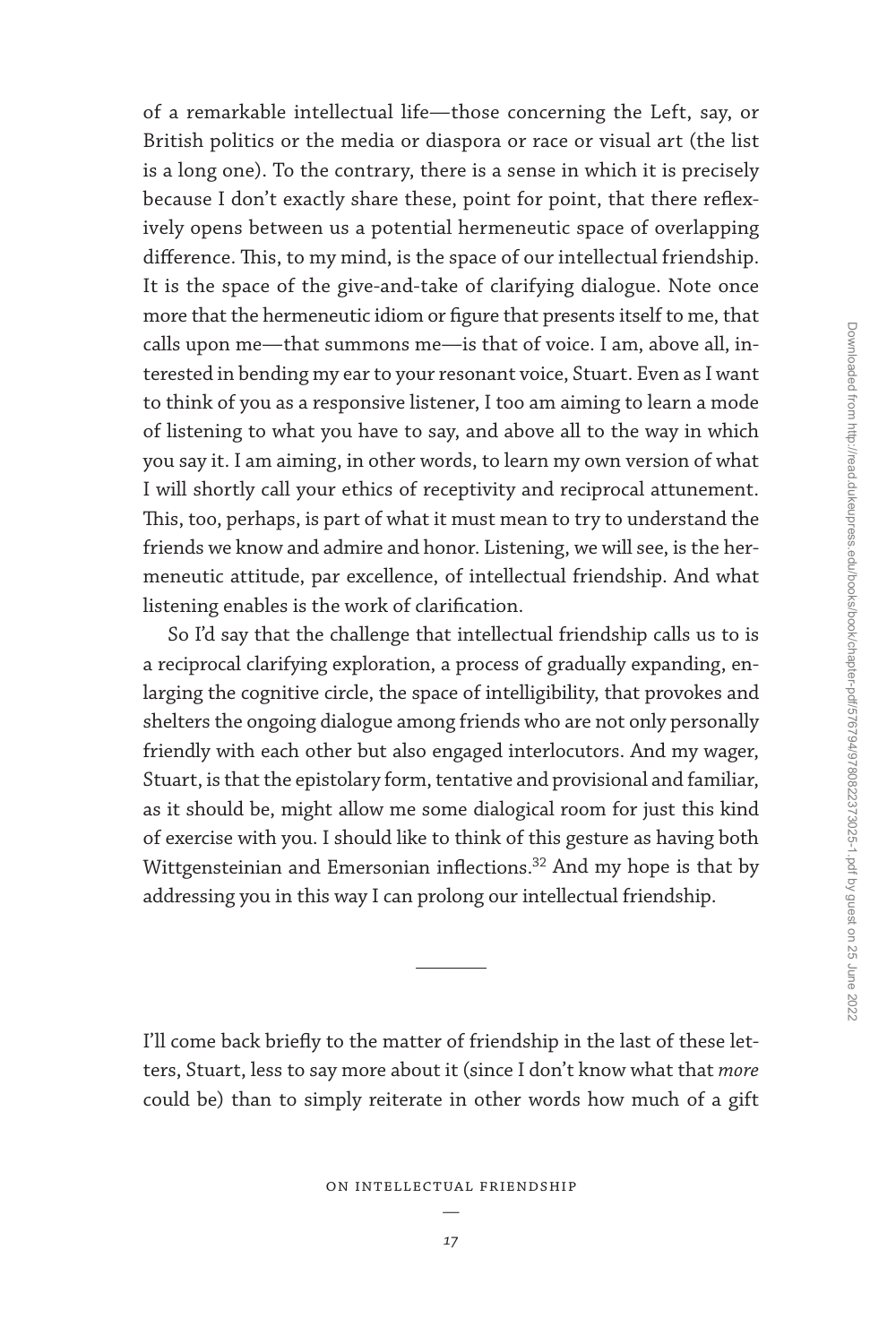of a remarkable intellectual life—those concerning the Left, say, or British politics or the media or diaspora or race or visual art (the list is a long one). To the contrary, there is a sense in which it is precisely because I don't exactly share these, point for point, that there reflexively opens between us a potential hermeneutic space of overlapping difference. This, to my mind, is the space of our intellectual friendship. It is the space of the give-and-take of clarifying dialogue. Note once more that the hermeneutic idiom or figure that presents itself to me, that calls upon me—that summons me—is that of voice. I am, above all, interested in bending my ear to your resonant voice, Stuart. Even as I want to think of you as a responsive listener, I too am aiming to learn a mode of listening to what you have to say, and above all to the way in which you say it. I am aiming, in other words, to learn my own version of what I will shortly call your ethics of receptivity and reciprocal attunement. This, too, perhaps, is part of what it must mean to try to understand the friends we know and admire and honor. Listening, we will see, is the hermeneutic attitude, par excellence, of intellectual friendship. And what listening enables is the work of clarification.

So I'd say that the challenge that intellectual friendship calls us to is a reciprocal clarifying exploration, a process of gradually expanding, enlarging the cognitive circle, the space of intelligibility, that provokes and shelters the ongoing dialogue among friends who are not only personally friendly with each other but also engaged interlocutors. And my wager, Stuart, is that the epistolary form, tentative and provisional and familiar, as it should be, might allow me some dialogical room for just this kind of exercise with you. I should like to think of this gesture as having both Wittgensteinian and Emersonian inflections.[32] And my hope is that by addressing you in this way I can prolong our intellectual friendship.

---

I'll come back briefly to the matter of friendship in the last of these letters, Stuart, less to say more about it (since I don't know what that *more* could be) than to simply reiterate in other words how much of a gift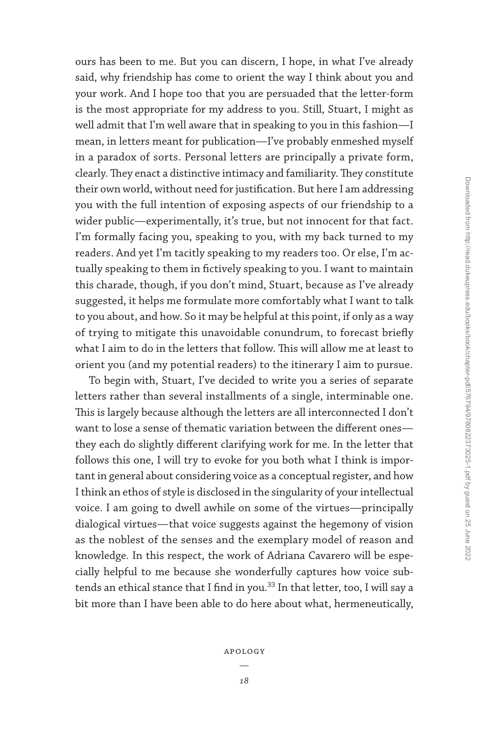ours has been to me. But you can discern, I hope, in what I've already said, why friendship has come to orient the way I think about you and your work. And I hope too that you are persuaded that the letter-form is the most appropriate for my address to you. Still, Stuart, I might as well admit that I'm well aware that in speaking to you in this fashion—I mean, in letters meant for publication—I've probably enmeshed myself in a paradox of sorts. Personal letters are principally a private form, clearly. They enact a distinctive intimacy and familiarity. They constitute their own world, without need for justification. But here I am addressing you with the full intention of exposing aspects of our friendship to a wider public—experimentally, it's true, but not innocent for that fact. I'm formally facing you, speaking to you, with my back turned to my readers. And yet I'm tacitly speaking to my readers too. Or else, I'm actually speaking to them in fictively speaking to you. I want to maintain this charade, though, if you don't mind, Stuart, because as I've already suggested, it helps me formulate more comfortably what I want to talk to you about, and how. So it may be helpful at this point, if only as a way of trying to mitigate this unavoidable conundrum, to forecast briefly what I aim to do in the letters that follow. This will allow me at least to orient you (and my potential readers) to the itinerary I aim to pursue.

To begin with, Stuart, I've decided to write you a series of separate letters rather than several installments of a single, interminable one. This is largely because although the letters are all interconnected I don't want to lose a sense of thematic variation between the different ones—they each do slightly different clarifying work for me. In the letter that follows this one, I will try to evoke for you both what I think is important in general about considering voice as a conceptual register, and how I think an ethos of style is disclosed in the singularity of your intellectual voice. I am going to dwell awhile on some of the virtues—principally dialogical virtues—that voice suggests against the hegemony of vision as the noblest of the senses and the exemplary model of reason and knowledge. In this respect, the work of Adriana Cavarero will be especially helpful to me because she wonderfully captures how voice subtends an ethical stance that I find in you.[33] In that letter, too, I will say a bit more than I have been able to do here about what, hermeneutically,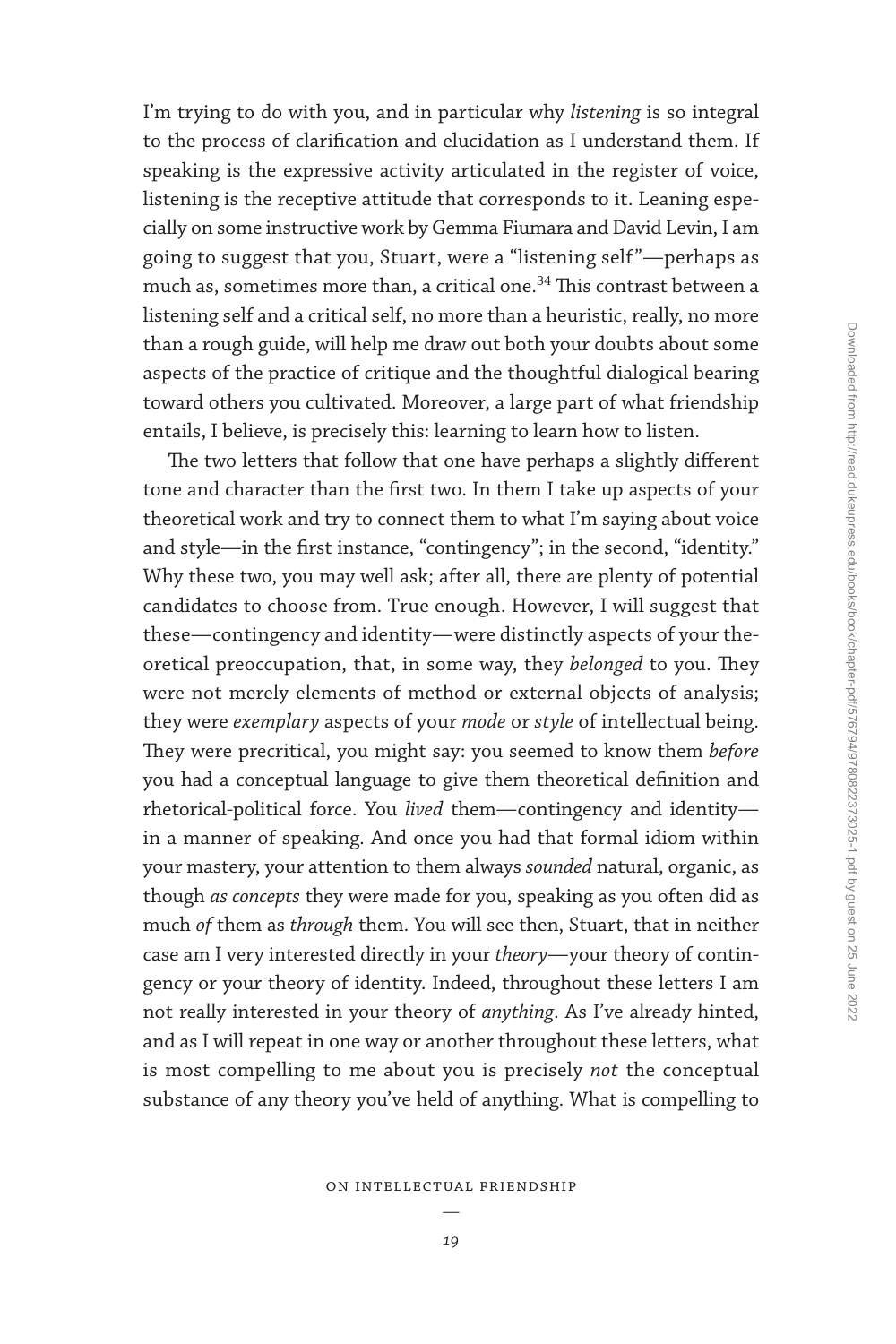I'm trying to do with you, and in particular why *listening* is so integral to the process of clarification and elucidation as I understand them. If speaking is the expressive activity articulated in the register of voice, listening is the receptive attitude that corresponds to it. Leaning especially on some instructive work by Gemma Fiumara and David Levin, I am going to suggest that you, Stuart, were a "listening self"—perhaps as much as, sometimes more than, a critical one.[34] This contrast between a listening self and a critical self, no more than a heuristic, really, no more than a rough guide, will help me draw out both your doubts about some aspects of the practice of critique and the thoughtful dialogical bearing toward others you cultivated. Moreover, a large part of what friendship entails, I believe, is precisely this: learning to learn how to listen.

The two letters that follow that one have perhaps a slightly different tone and character than the first two. In them I take up aspects of your theoretical work and try to connect them to what I'm saying about voice and style—in the first instance, "contingency"; in the second, "identity." Why these two, you may well ask; after all, there are plenty of potential candidates to choose from. True enough. However, I will suggest that these—contingency and identity—were distinctly aspects of your theoretical preoccupation, that, in some way, they *belonged* to you. They were not merely elements of method or external objects of analysis; they were *exemplary* aspects of your *mode* or *style* of intellectual being. They were precritical, you might say: you seemed to know them *before* you had a conceptual language to give them theoretical definition and rhetorical-political force. You *lived* them—contingency and identity—in a manner of speaking. And once you had that formal idiom within your mastery, your attention to them always *sounded* natural, organic, as though *as concepts* they were made for you, speaking as you often did as much *of* them as *through* them. You will see then, Stuart, that in neither case am I very interested directly in your *theory*—your theory of contingency or your theory of identity. Indeed, throughout these letters I am not really interested in your theory of *anything*. As I've already hinted, and as I will repeat in one way or another throughout these letters, what is most compelling to me about you is precisely *not* the conceptual substance of any theory you've held of anything. What is compelling to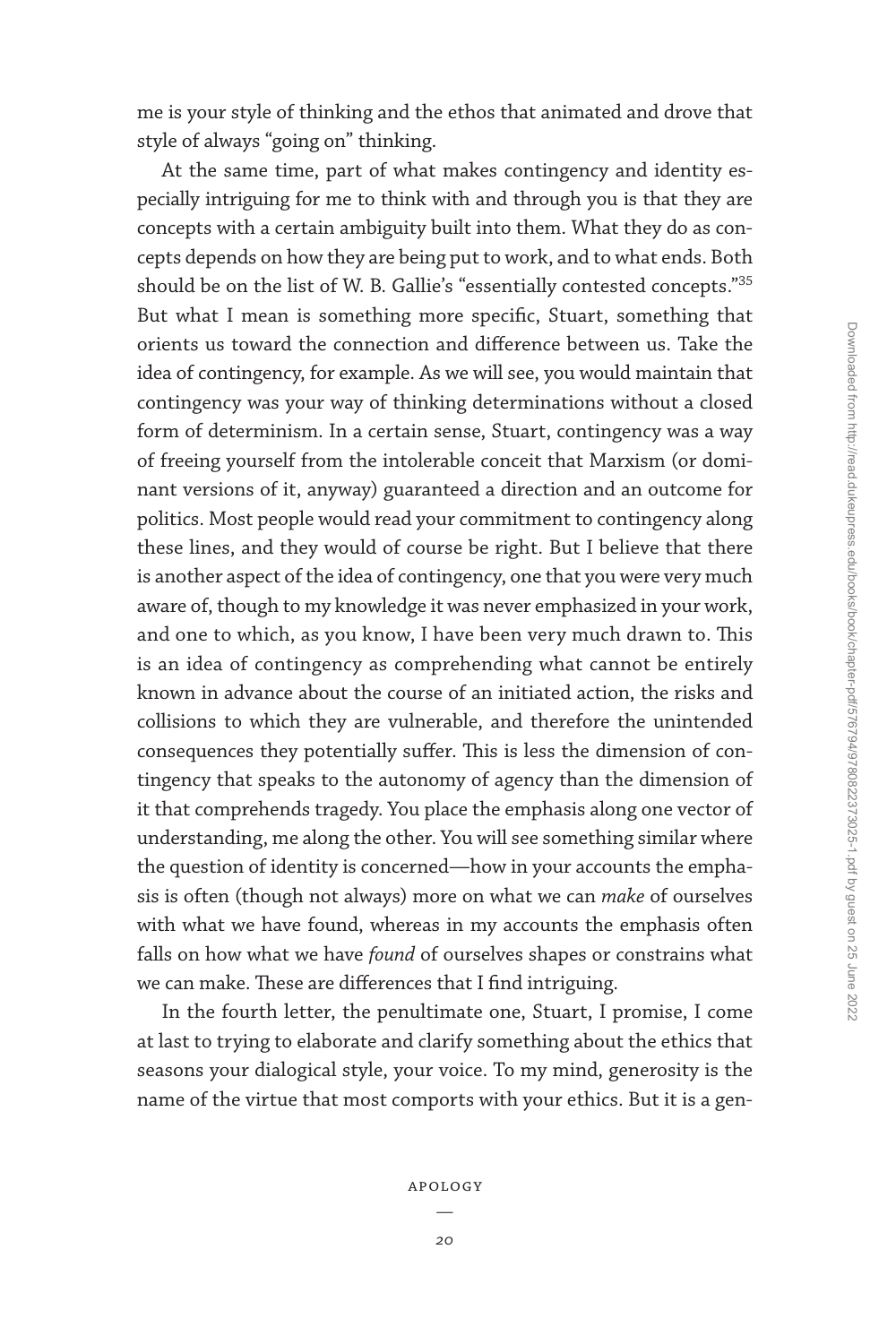me is your style of thinking and the ethos that animated and drove that style of always "going on" thinking.

At the same time, part of what makes contingency and identity especially intriguing for me to think with and through you is that they are concepts with a certain ambiguity built into them. What they do as concepts depends on how they are being put to work, and to what ends. Both should be on the list of W. B. Gallie's "essentially contested concepts."[35] But what I mean is something more specific, Stuart, something that orients us toward the connection and difference between us. Take the idea of contingency, for example. As we will see, you would maintain that contingency was your way of thinking determinations without a closed form of determinism. In a certain sense, Stuart, contingency was a way of freeing yourself from the intolerable conceit that Marxism (or dominant versions of it, anyway) guaranteed a direction and an outcome for politics. Most people would read your commitment to contingency along these lines, and they would of course be right. But I believe that there is another aspect of the idea of contingency, one that you were very much aware of, though to my knowledge it was never emphasized in your work, and one to which, as you know, I have been very much drawn to. This is an idea of contingency as comprehending what cannot be entirely known in advance about the course of an initiated action, the risks and collisions to which they are vulnerable, and therefore the unintended consequences they potentially suffer. This is less the dimension of contingency that speaks to the autonomy of agency than the dimension of it that comprehends tragedy. You place the emphasis along one vector of understanding, me along the other. You will see something similar where the question of identity is concerned—how in your accounts the emphasis is often (though not always) more on what we can *make* of ourselves with what we have found, whereas in my accounts the emphasis often falls on how what we have *found* of ourselves shapes or constrains what we can make. These are differences that I find intriguing.

In the fourth letter, the penultimate one, Stuart, I promise, I come at last to trying to elaborate and clarify something about the ethics that seasons your dialogical style, your voice. To my mind, generosity is the name of the virtue that most comports with your ethics. But it is a gen-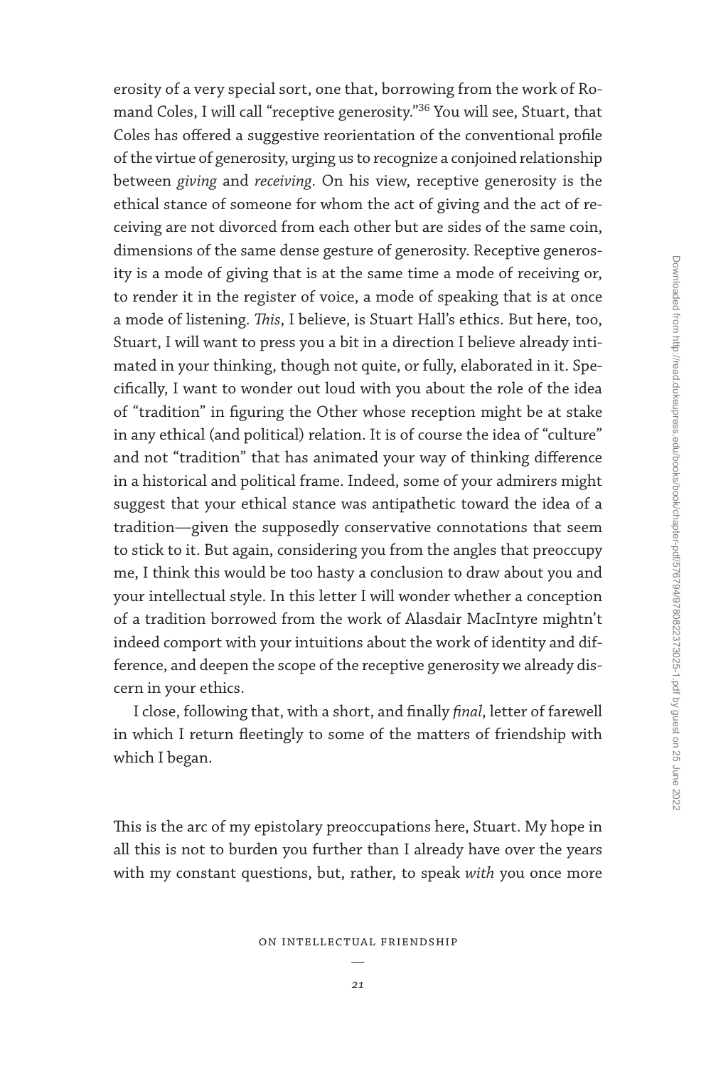erosity of a very special sort, one that, borrowing from the work of Romand Coles, I will call "receptive generosity."[36] You will see, Stuart, that Coles has offered a suggestive reorientation of the conventional profile of the virtue of generosity, urging us to recognize a conjoined relationship between *giving* and *receiving*. On his view, receptive generosity is the ethical stance of someone for whom the act of giving and the act of receiving are not divorced from each other but are sides of the same coin, dimensions of the same dense gesture of generosity. Receptive generosity is a mode of giving that is at the same time a mode of receiving or, to render it in the register of voice, a mode of speaking that is at once a mode of listening. *This*, I believe, is Stuart Hall's ethics. But here, too, Stuart, I will want to press you a bit in a direction I believe already intimated in your thinking, though not quite, or fully, elaborated in it. Specifically, I want to wonder out loud with you about the role of the idea of "tradition" in figuring the Other whose reception might be at stake in any ethical (and political) relation. It is of course the idea of "culture" and not "tradition" that has animated your way of thinking difference in a historical and political frame. Indeed, some of your admirers might suggest that your ethical stance was antipathetic toward the idea of a tradition—given the supposedly conservative connotations that seem to stick to it. But again, considering you from the angles that preoccupy me, I think this would be too hasty a conclusion to draw about you and your intellectual style. In this letter I will wonder whether a conception of a tradition borrowed from the work of Alasdair MacIntyre mightn't indeed comport with your intuitions about the work of identity and difference, and deepen the scope of the receptive generosity we already discern in your ethics.

I close, following that, with a short, and finally *final*, letter of farewell in which I return fleetingly to some of the matters of friendship with which I began.

This is the arc of my epistolary preoccupations here, Stuart. My hope in all this is not to burden you further than I already have over the years with my constant questions, but, rather, to speak *with* you once more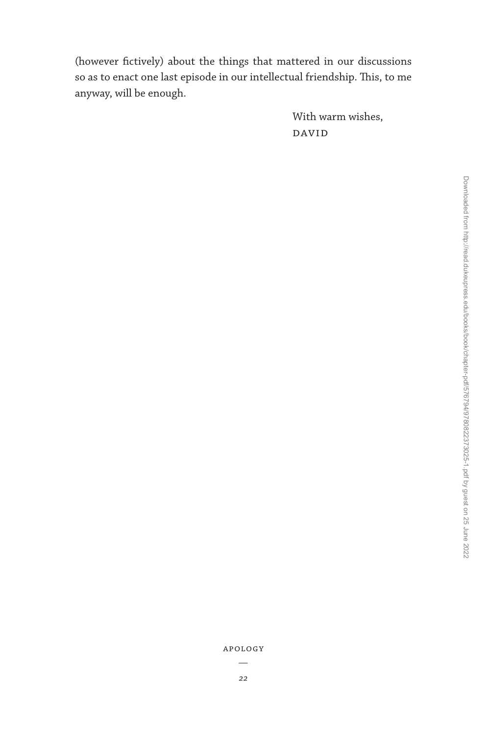(however fictively) about the things that mattered in our discussions so as to enact one last episode in our intellectual friendship. This, to me anyway, will be enough.

With warm wishes,
DAVID